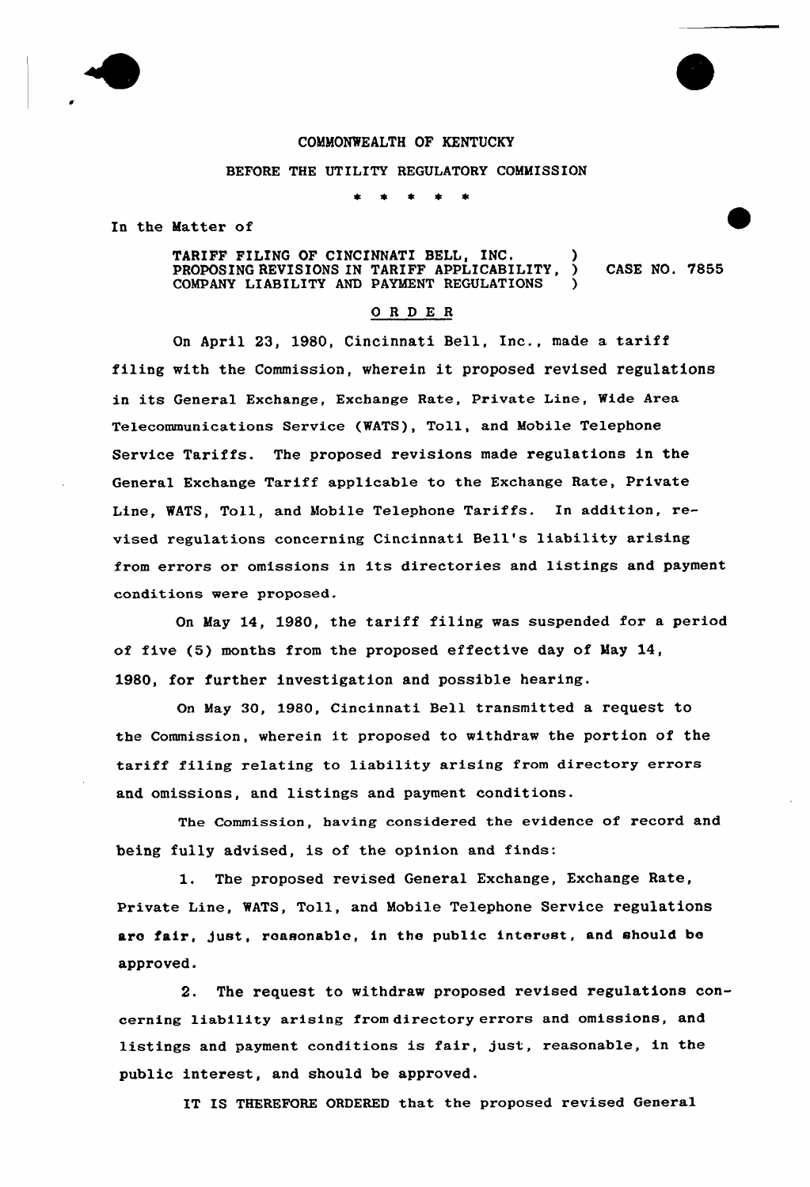COMMONWEALTH OF KENTUCKY

BEFORE THE UTILITY REGULATORY COMMISSION

\* \* \* \* \*

In the Matter of

TARIFF FILING OF CINCINNATI BELL, INC. PROPOSING REVISIONS IN TARIFF APPLICABILITY, COMPANY LIABILITY AND PAYMENT REGULATIONS ) CASE NO. 7855

## O R D E R

On April 23, 1980, Cincinnati Bell, Inc., made a tariff filing with the Commission, wherein it proposed revised regulations in its General Exchange, Exchange Rate, Private Line, Wide Area Telecommunications Service (WATS), Toll, and Mobile Telephone Service Tariffs. The proposed revisions made regulations in the General Exchange Tariff applicable to the Exchange Rate, Private Line, WATS, Toll, and Mobile Telephone Tariffs. In addition, revised regulations concerning Cincinnati Bell's liability arising from errors or omissions in its directories and listings and payment conditions were proposed.

On May 14, 1980, the tariff filing was suspended for a period of five (5) months from the proposed effective day of May 14, 1980, for further investigation and possible hearing.

On May 30, 1980, Cincinnati Bell transmitted a request to the Commission, wherein it proposed to withdraw the portion of the tariff filing relating to liability arising from directory errors and omissions, and listings and payment conditions.

The Commission, having considered the evidence of record and being fully advised, is of the opinion and finds:

1. The proposed revised General Exchange, Exchange Rate, Private Line, WATS, Toll, and Mobile Telephone Service regulations are fair, just, reasonable, in the public interest, and should be approved.

2. The request to withdraw proposed revised regulations concerning liability arising from directory errors and omissions, and listings and payment conditions is fair, just, reasonable, in the public interest, and should be approved.

IT IS THEREFORE ORDERED that the proposed revised General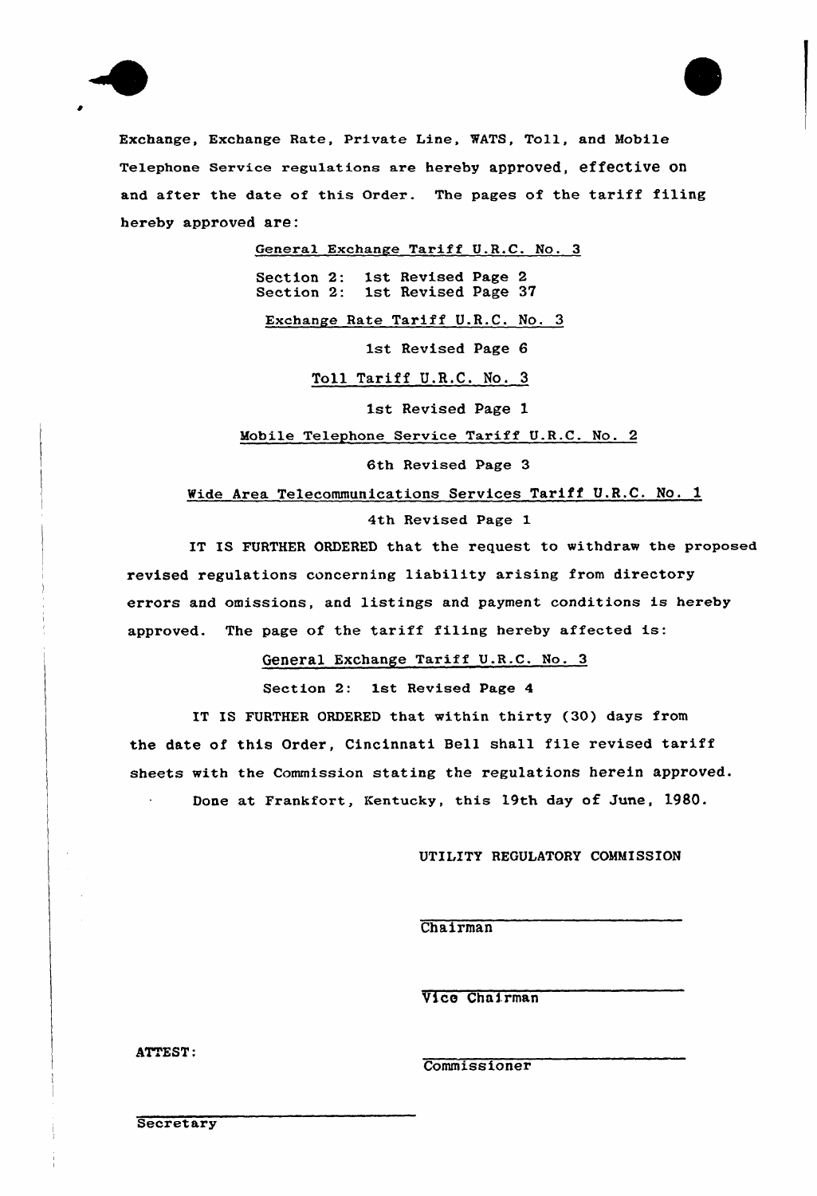Exchange, Exchange Rate, Private Line, WATS, Toll, and Mobile Telephone Service regulations are hereby approved, effective on and after the date of this Order. The pages of the tariff filing hereby approved are:

General Exchange Tariff U.R.C. No. 3

Section 2: 1st Revised Page 2
Section 2: 1st Revised Page 37

Exchange Rate Tariff U.R.C. No. 3

1st Revised Page 6

Toll Tariff U.R.C. No. 3

1st Revised Page 1

Mobile Telephone Service Tariff U.R.C. No. 2

6th Revised Page 3

Wide Area Telecommunications Services Tariff U.R.C. No. 1

4th Revised Page 1

IT IS FURTHER ORDERED that the request to withdraw the proposed revised regulations concerning liability arising from directory errors and omissions, and listings and payment conditions is hereby approved. The page of the tariff filing hereby affected is:

General Exchange Tariff U.R.C. No. 3

Section 2: 1st Revised Page 4

IT IS FURTHER ORDERED that within thirty (30) days from the date of this Order, Cincinnati Bell shall file revised tariff sheets with the Commission stating the regulations herein approved.

Done at Frankfort, Kentucky, this 19th day of June, 1980.

UTILITY REGULATORY COMMISSION

Chairman

Vice Chairman

ATTEST:

Commissioner

Secretary